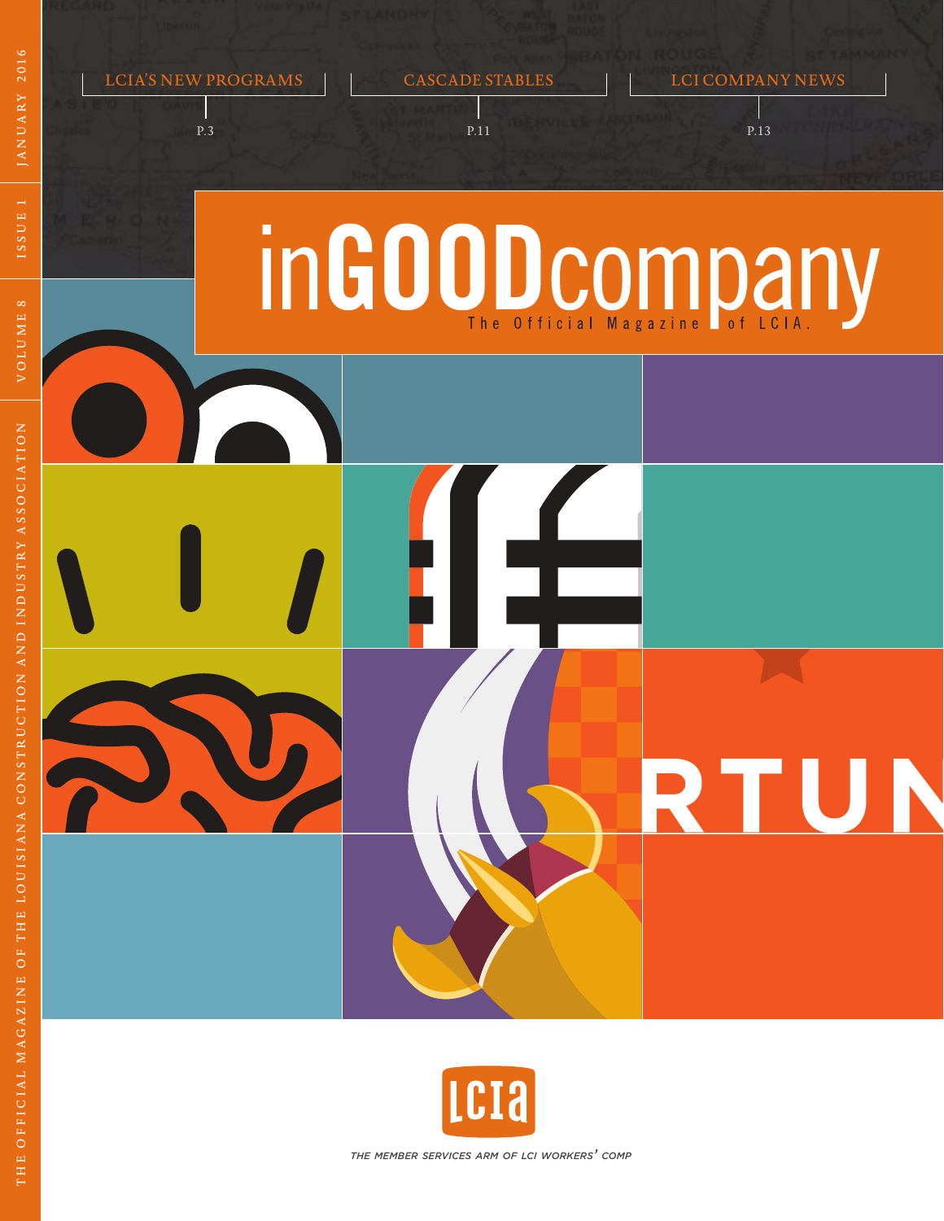THE OFFICIAL MAGAZINE OF THE LOUISIANA CONSTRUCTION AND INDUSTRY ASSOCIATION | VOLUME 8 | ISSUE 1 | JANUARY 2016

LCIA'S NEW PROGRAMS
P.3

CASCADE STABLES
P.11

LCI COMPANY NEWS
P.13

# inGOODcompany

The Official Magazine of LCIA.

RTUN

LCIA

*THE MEMBER SERVICES ARM OF LCI WORKERS' COMP*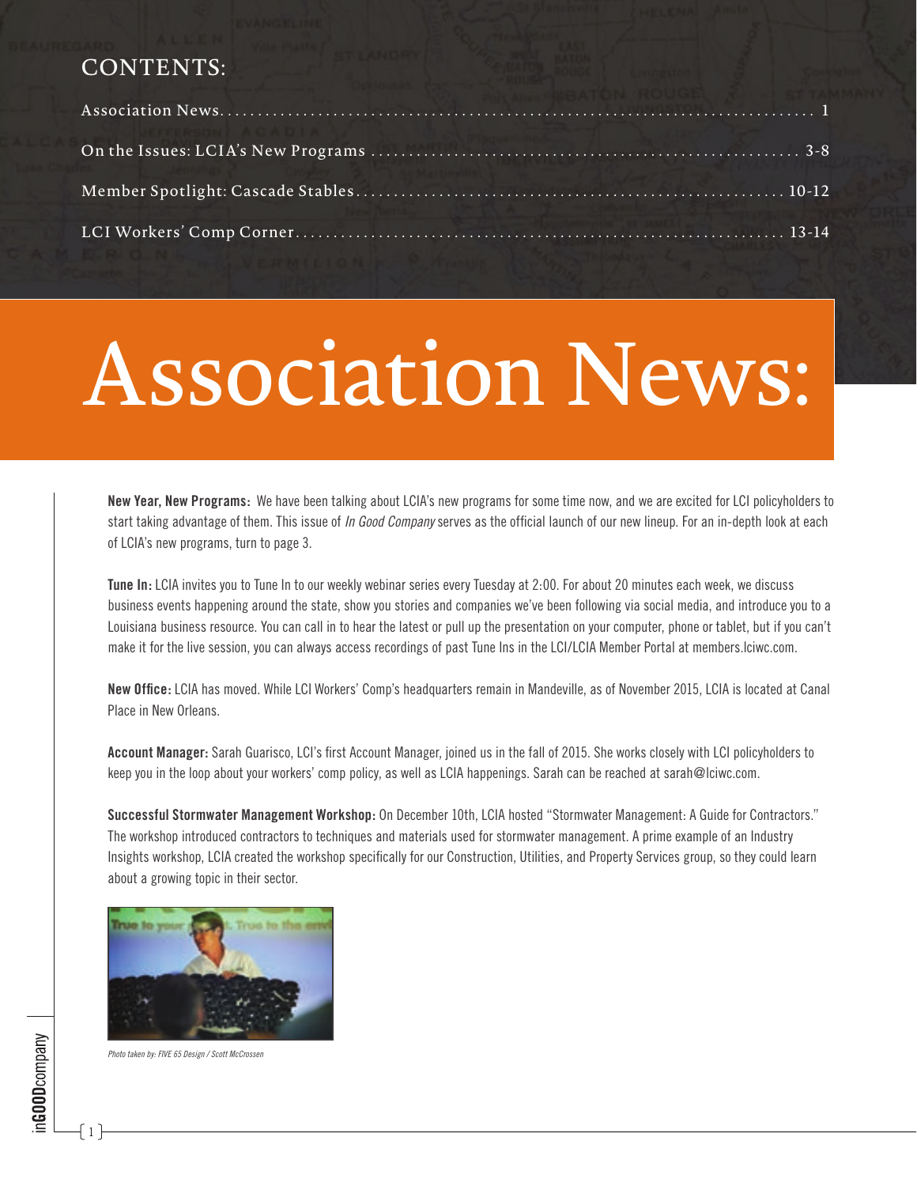## CONTENTS:

Association News.......................................................................................... 1

On the Issues: LCIA's New Programs .................................................................. 3-8

Member Spotlight: Cascade Stables.................................................................... 10-12

LCI Workers' Comp Corner.............................................................................. 13-14

# Association News:

**New Year, New Programs:** We have been talking about LCIA's new programs for some time now, and we are excited for LCI policyholders to start taking advantage of them. This issue of *In Good Company* serves as the official launch of our new lineup. For an in-depth look at each of LCIA's new programs, turn to page 3.

**Tune In:** LCIA invites you to Tune In to our weekly webinar series every Tuesday at 2:00. For about 20 minutes each week, we discuss business events happening around the state, show you stories and companies we've been following via social media, and introduce you to a Louisiana business resource. You can call in to hear the latest or pull up the presentation on your computer, phone or tablet, but if you can't make it for the live session, you can always access recordings of past Tune Ins in the LCI/LCIA Member Portal at members.lciwc.com.

**New Office:** LCIA has moved. While LCI Workers' Comp's headquarters remain in Mandeville, as of November 2015, LCIA is located at Canal Place in New Orleans.

**Account Manager:** Sarah Guarisco, LCI's first Account Manager, joined us in the fall of 2015. She works closely with LCI policyholders to keep you in the loop about your workers' comp policy, as well as LCIA happenings. Sarah can be reached at sarah@lciwc.com.

**Successful Stormwater Management Workshop:** On December 10th, LCIA hosted "Stormwater Management: A Guide for Contractors." The workshop introduced contractors to techniques and materials used for stormwater management. A prime example of an Industry Insights workshop, LCIA created the workshop specifically for our Construction, Utilities, and Property Services group, so they could learn about a growing topic in their sector.

*Photo taken by: FIVE 65 Design / Scott McCrossen*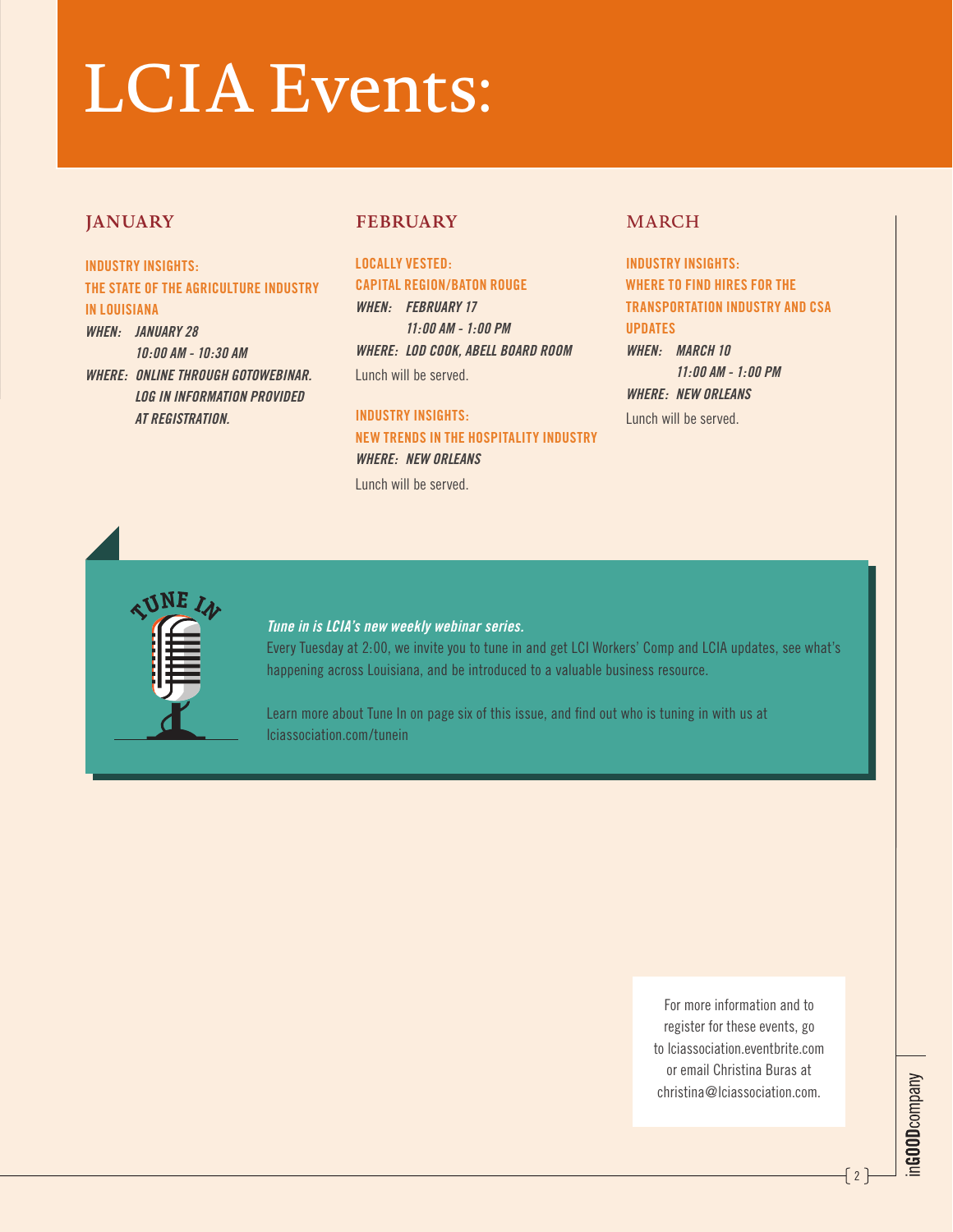# LCIA Events:

## JANUARY

**INDUSTRY INSIGHTS:**
**THE STATE OF THE AGRICULTURE INDUSTRY IN LOUISIANA**

*WHEN: JANUARY 28*
*10:00 AM - 10:30 AM*

*WHERE: ONLINE THROUGH GOTOWEBINAR. LOG IN INFORMATION PROVIDED AT REGISTRATION.*

## FEBRUARY

**LOCALLY VESTED:**
**CAPITAL REGION/BATON ROUGE**

*WHEN: FEBRUARY 17*
*11:00 AM - 1:00 PM*

*WHERE: LOD COOK, ABELL BOARD ROOM*

Lunch will be served.

**INDUSTRY INSIGHTS:**
**NEW TRENDS IN THE HOSPITALITY INDUSTRY**

*WHERE: NEW ORLEANS*

Lunch will be served.

## MARCH

**INDUSTRY INSIGHTS:**
**WHERE TO FIND HIRES FOR THE TRANSPORTATION INDUSTRY AND CSA UPDATES**

*WHEN: MARCH 10*
*11:00 AM - 1:00 PM*

*WHERE: NEW ORLEANS*

Lunch will be served.

TUNE IN

***Tune in is LCIA's new weekly webinar series.***

Every Tuesday at 2:00, we invite you to tune in and get LCI Workers' Comp and LCIA updates, see what's happening across Louisiana, and be introduced to a valuable business resource.

Learn more about Tune In on page six of this issue, and find out who is tuning in with us at lciassociation.com/tunein

For more information and to register for these events, go to lciassociation.eventbrite.com or email Christina Buras at christina@lciassociation.com.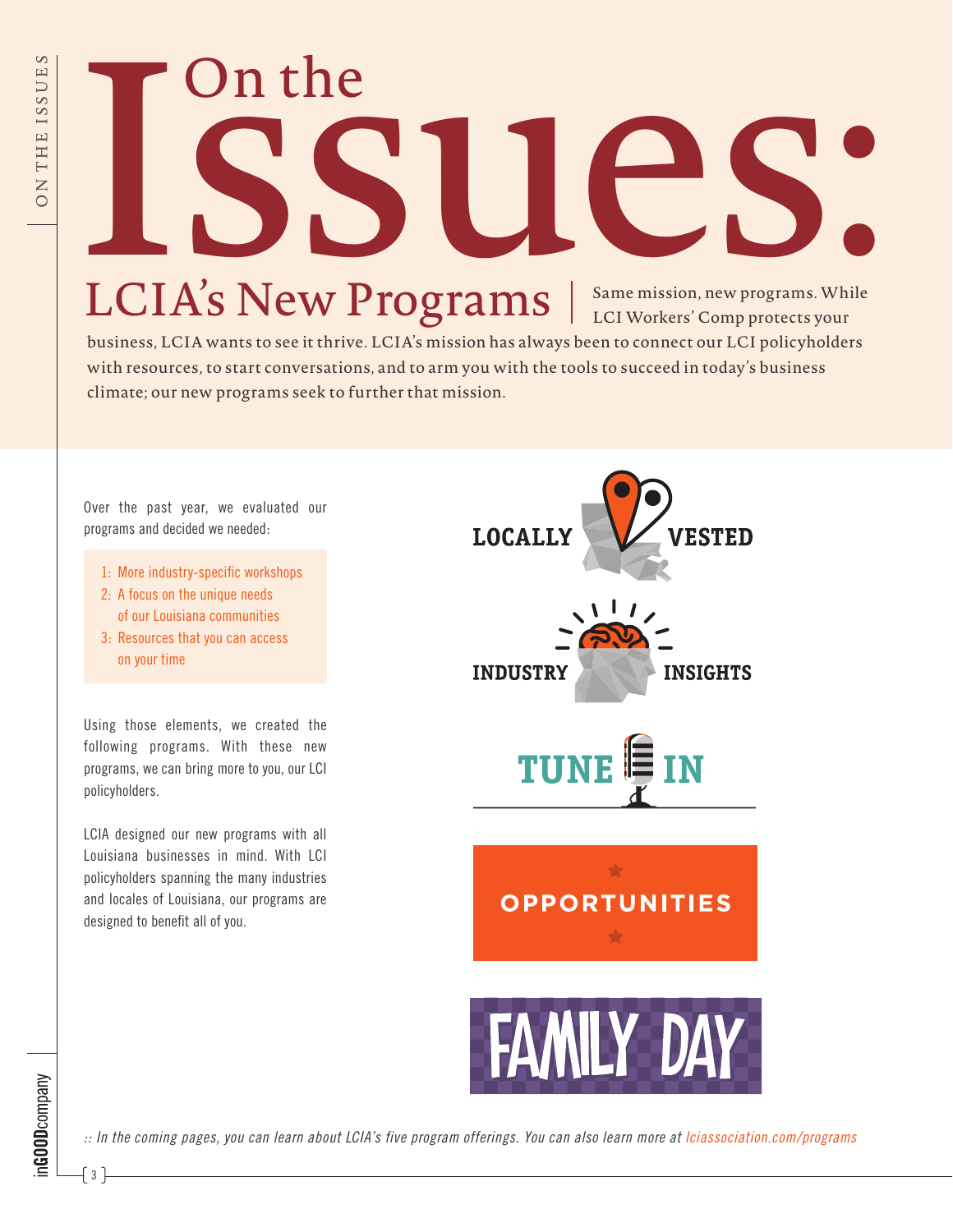# On the Issues:

## LCIA's New Programs

Same mission, new programs. While LCI Workers' Comp protects your business, LCIA wants to see it thrive. LCIA's mission has always been to connect our LCI policyholders with resources, to start conversations, and to arm you with the tools to succeed in today's business climate; our new programs seek to further that mission.

Over the past year, we evaluated our programs and decided we needed:

1: More industry-specific workshops
2: A focus on the unique needs of our Louisiana communities
3: Resources that you can access on your time

Using those elements, we created the following programs. With these new programs, we can bring more to you, our LCI policyholders.

LCIA designed our new programs with all Louisiana businesses in mind. With LCI policyholders spanning the many industries and locales of Louisiana, our programs are designed to benefit all of you.

LOCALLY VESTED

INDUSTRY INSIGHTS

TUNE IN

OPPORTUNITIES

FAMILY DAY

*:: In the coming pages, you can learn about LCIA's five program offerings. You can also learn more at lciassociation.com/programs*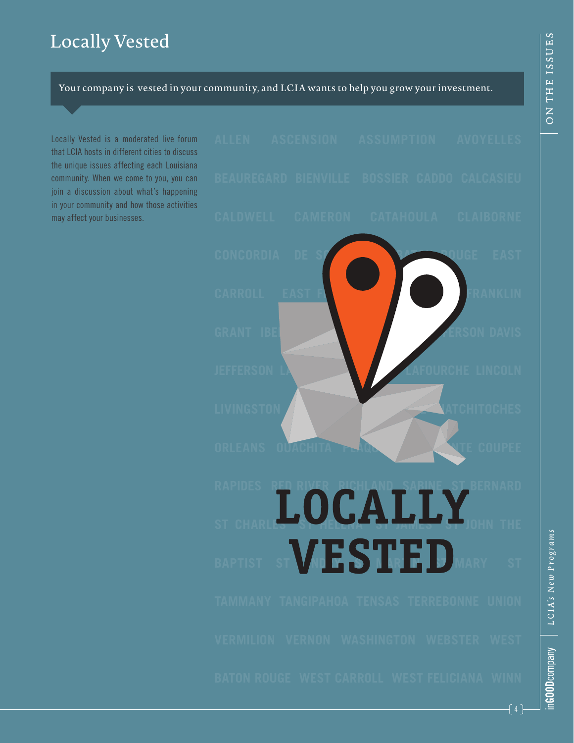# Locally Vested

Your company is vested in your community, and LCIA wants to help you grow your investment.

Locally Vested is a moderated live forum that LCIA hosts in different cities to discuss the unique issues affecting each Louisiana community. When we come to you, you can join a discussion about what's happening in your community and how those activities may affect your businesses.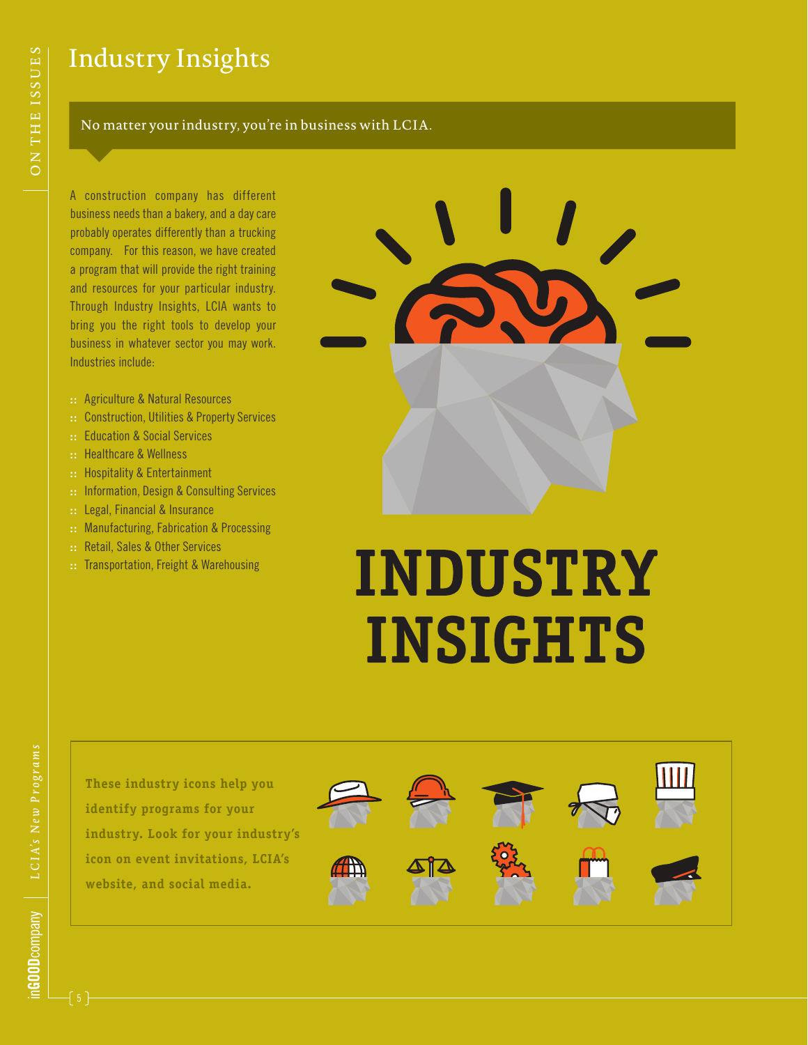# Industry Insights

No matter your industry, you're in business with LCIA.

A construction company has different business needs than a bakery, and a day care probably operates differently than a trucking company. For this reason, we have created a program that will provide the right training and resources for your particular industry. Through Industry Insights, LCIA wants to bring you the right tools to develop your business in whatever sector you may work. Industries include:

- Agriculture & Natural Resources
- Construction, Utilities & Property Services
- Education & Social Services
- Healthcare & Wellness
- Hospitality & Entertainment
- Information, Design & Consulting Services
- Legal, Financial & Insurance
- Manufacturing, Fabrication & Processing
- Retail, Sales & Other Services
- Transportation, Freight & Warehousing

## INDUSTRY INSIGHTS

**These industry icons help you identify programs for your industry. Look for your industry's icon on event invitations, LCIA's website, and social media.**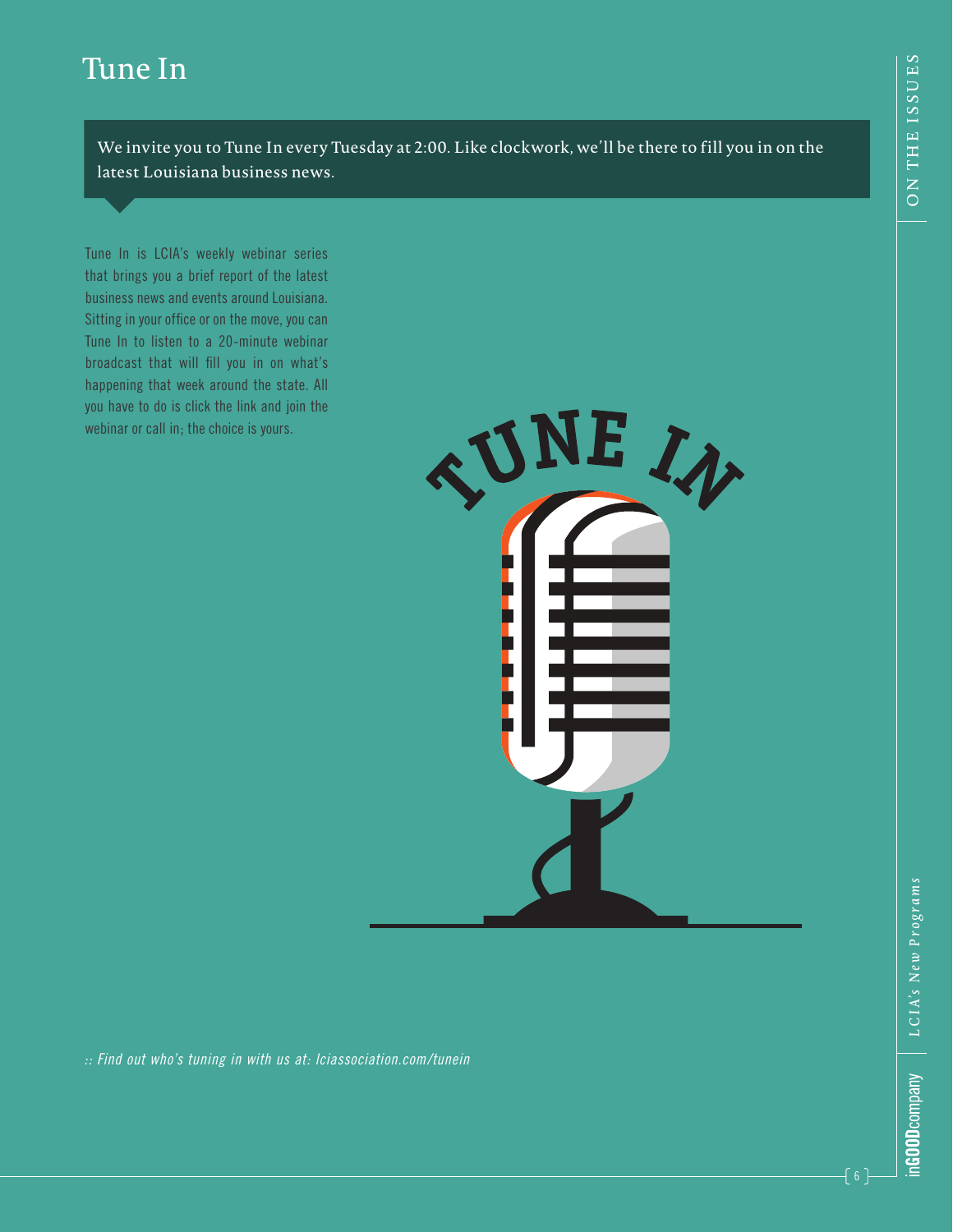# Tune In

We invite you to Tune In every Tuesday at 2:00. Like clockwork, we'll be there to fill you in on the latest Louisiana business news.

Tune In is LCIA's weekly webinar series that brings you a brief report of the latest business news and events around Louisiana. Sitting in your office or on the move, you can Tune In to listen to a 20-minute webinar broadcast that will fill you in on what's happening that week around the state. All you have to do is click the link and join the webinar or call in; the choice is yours.

*:: Find out who's tuning in with us at: lciassociation.com/tunein*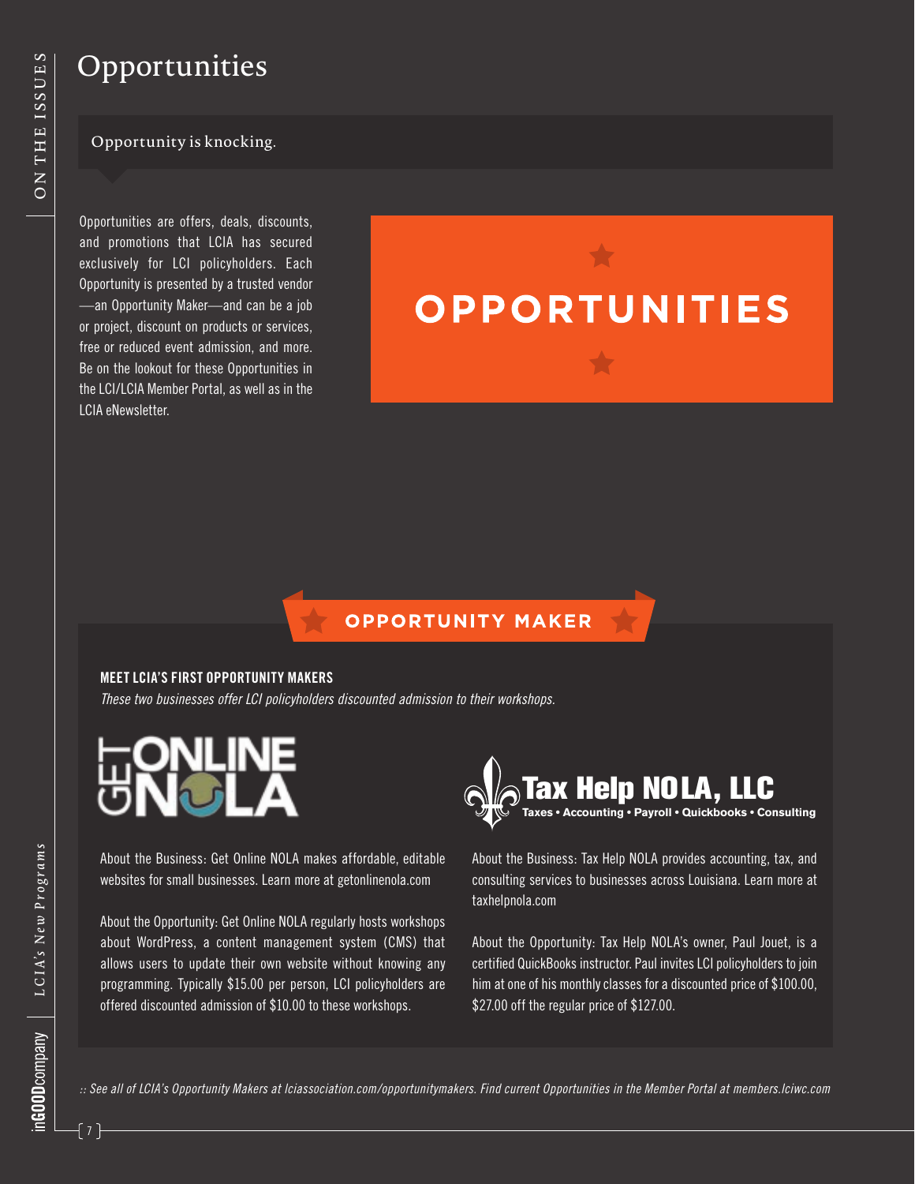# Opportunities

Opportunity is knocking.

Opportunities are offers, deals, discounts, and promotions that LCIA has secured exclusively for LCI policyholders. Each Opportunity is presented by a trusted vendor —an Opportunity Maker—and can be a job or project, discount on products or services, free or reduced event admission, and more. Be on the lookout for these Opportunities in the LCI/LCIA Member Portal, as well as in the LCIA eNewsletter.

**OPPORTUNITIES**

**OPPORTUNITY MAKER**

**MEET LCIA'S FIRST OPPORTUNITY MAKERS**

*These two businesses offer LCI policyholders discounted admission to their workshops.*

**GET ONLINE NOLA**

About the Business: Get Online NOLA makes affordable, editable websites for small businesses. Learn more at getonlinenola.com

About the Opportunity: Get Online NOLA regularly hosts workshops about WordPress, a content management system (CMS) that allows users to update their own website without knowing any programming. Typically $15.00 per person, LCI policyholders are offered discounted admission of $10.00 to these workshops.

**Tax Help NOLA, LLC**
Taxes • Accounting • Payroll • Quickbooks • Consulting

About the Business: Tax Help NOLA provides accounting, tax, and consulting services to businesses across Louisiana. Learn more at taxhelpnola.com

About the Opportunity: Tax Help NOLA's owner, Paul Jouet, is a certified QuickBooks instructor. Paul invites LCI policyholders to join him at one of his monthly classes for a discounted price of $100.00, $27.00 off the regular price of $127.00.

*:: See all of LCIA's Opportunity Makers at lciassociation.com/opportunitymakers. Find current Opportunities in the Member Portal at members.lciwc.com*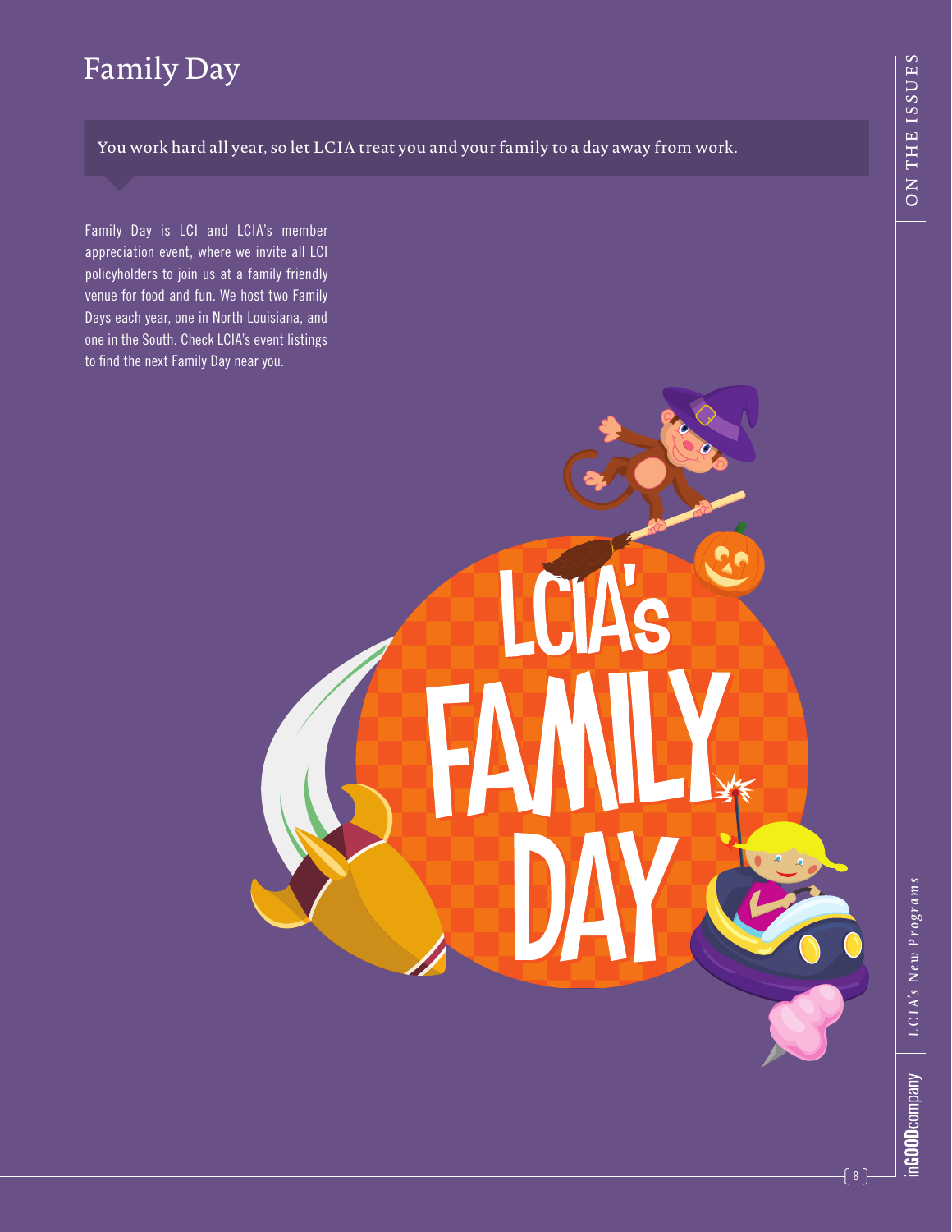# Family Day

You work hard all year, so let LCIA treat you and your family to a day away from work.

Family Day is LCI and LCIA's member appreciation event, where we invite all LCI policyholders to join us at a family friendly venue for food and fun. We host two Family Days each year, one in North Louisiana, and one in the South. Check LCIA's event listings to find the next Family Day near you.

LCIA's FAMILY DAY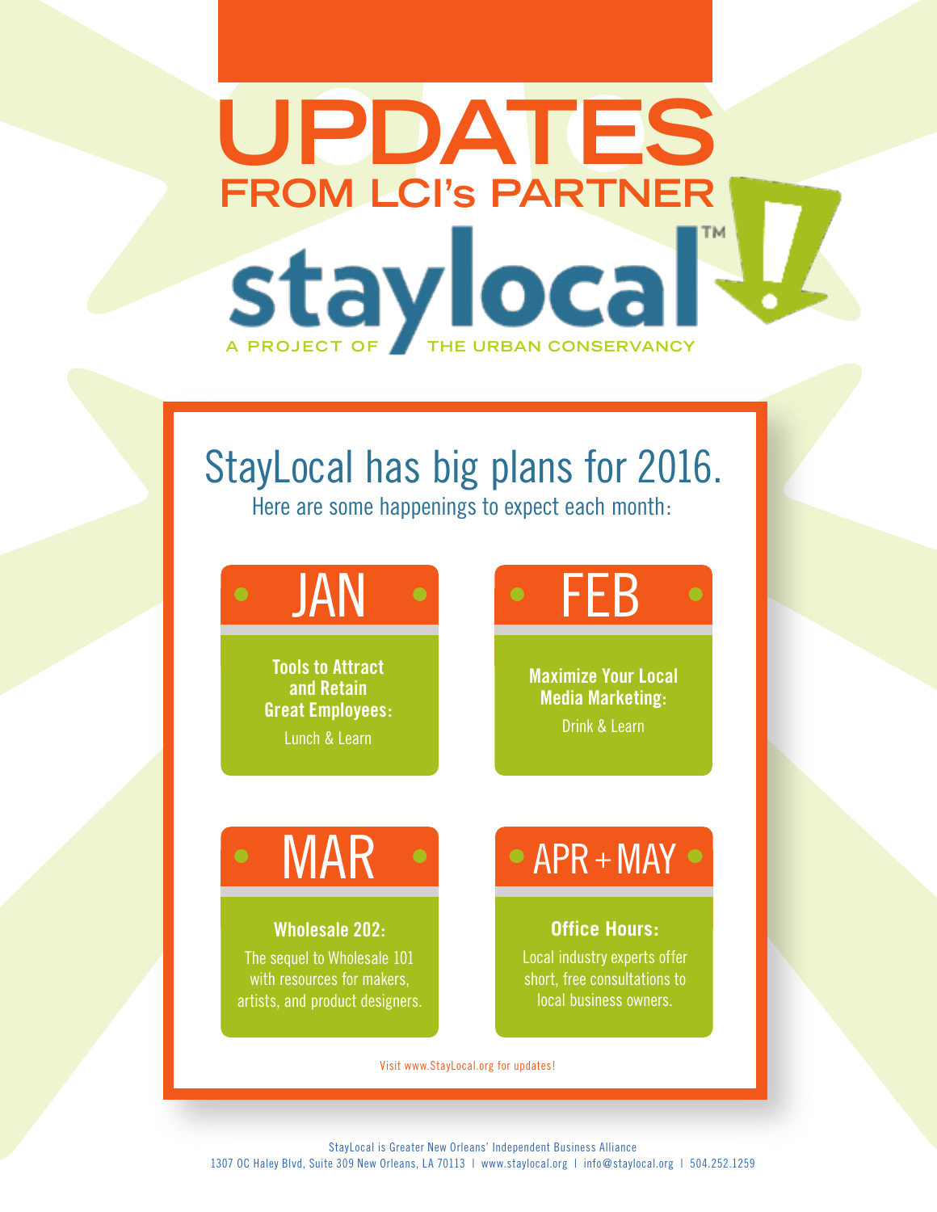# UPDATES

## FROM LCI's PARTNER

staylocal™

A PROJECT OF THE URBAN CONSERVANCY

## StayLocal has big plans for 2016.

Here are some happenings to expect each month:

### JAN

**Tools to Attract and Retain Great Employees:**

Lunch & Learn

### FEB

**Maximize Your Local Media Marketing:**

Drink & Learn

### MAR

**Wholesale 202:**

The sequel to Wholesale 101 with resources for makers, artists, and product designers.

### APR + MAY

**Office Hours:**

Local industry experts offer short, free consultations to local business owners.

Visit www.StayLocal.org for updates!

StayLocal is Greater New Orleans' Independent Business Alliance

1307 OC Haley Blvd, Suite 309 New Orleans, LA 70113 | www.staylocal.org | info@staylocal.org | 504.252.1259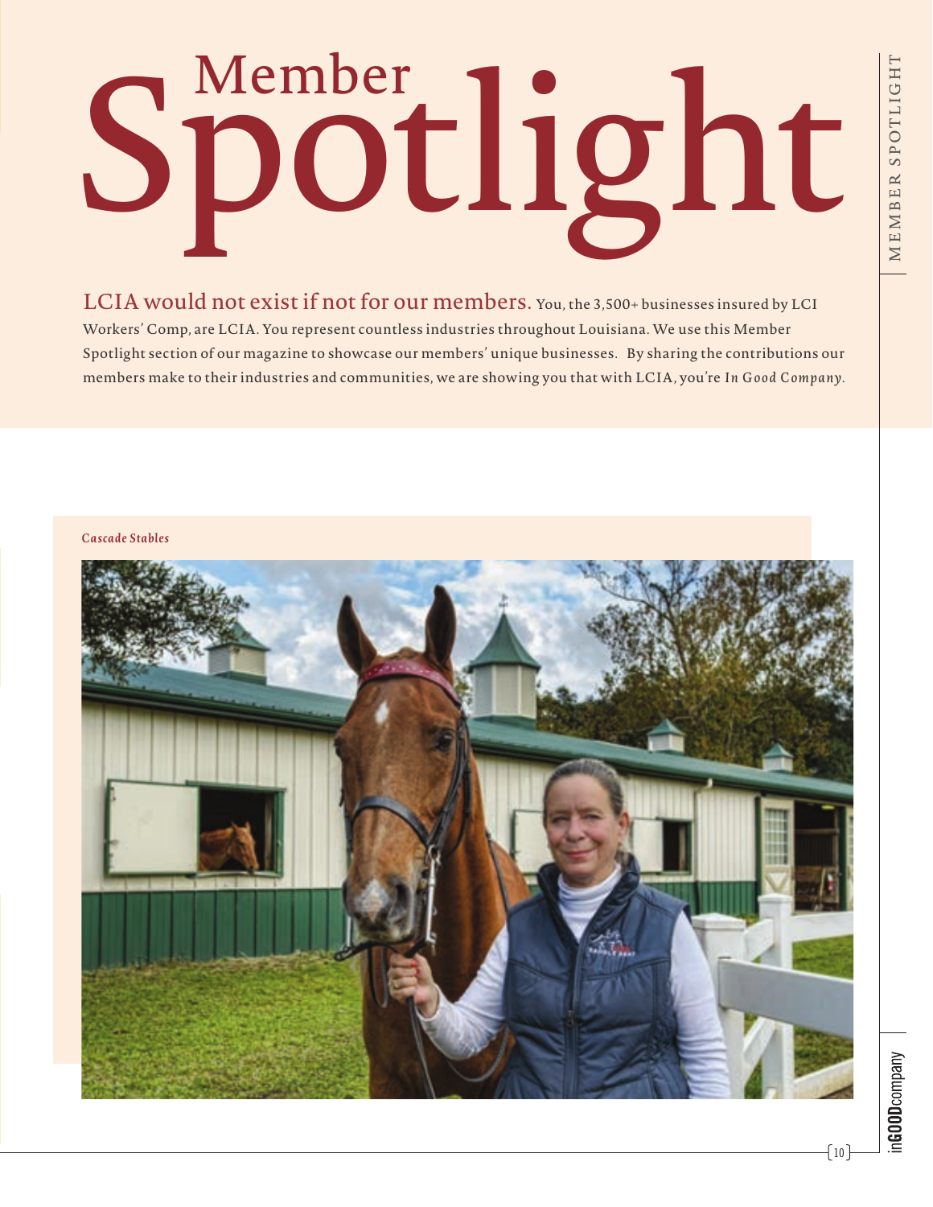# Member Spotlight

**LCIA would not exist if not for our members.** You, the 3,500+ businesses insured by LCI Workers' Comp, are LCIA. You represent countless industries throughout Louisiana. We use this Member Spotlight section of our magazine to showcase our members' unique businesses. By sharing the contributions our members make to their industries and communities, we are showing you that with LCIA, you're *In Good Company*.

*Cascade Stables*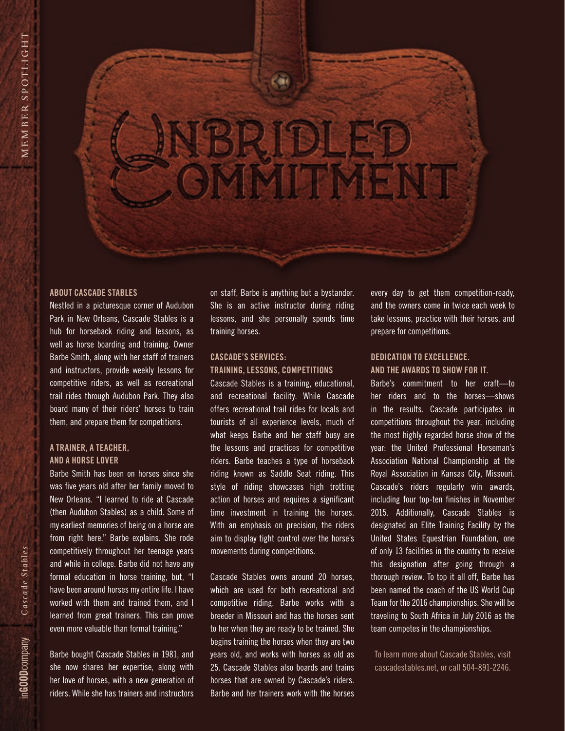# Unbridled Commitment

## ABOUT CASCADE STABLES

Nestled in a picturesque corner of Audubon Park in New Orleans, Cascade Stables is a hub for horseback riding and lessons, as well as horse boarding and training. Owner Barbe Smith, along with her staff of trainers and instructors, provide weekly lessons for competitive riders, as well as recreational trail rides through Audubon Park. They also board many of their riders' horses to train them, and prepare them for competitions.

## A TRAINER, A TEACHER, AND A HORSE LOVER

Barbe Smith has been on horses since she was five years old after her family moved to New Orleans. "I learned to ride at Cascade (then Audubon Stables) as a child. Some of my earliest memories of being on a horse are from right here," Barbe explains. She rode competitively throughout her teenage years and while in college. Barbe did not have any formal education in horse training, but, "I have been around horses my entire life. I have worked with them and trained them, and I learned from great trainers. This can prove even more valuable than formal training."

Barbe bought Cascade Stables in 1981, and she now shares her expertise, along with her love of horses, with a new generation of riders. While she has trainers and instructors on staff, Barbe is anything but a bystander. She is an active instructor during riding lessons, and she personally spends time training horses.

## CASCADE'S SERVICES: TRAINING, LESSONS, COMPETITIONS

Cascade Stables is a training, educational, and recreational facility. While Cascade offers recreational trail rides for locals and tourists of all experience levels, much of what keeps Barbe and her staff busy are the lessons and practices for competitive riders. Barbe teaches a type of horseback riding known as Saddle Seat riding. This style of riding showcases high trotting action of horses and requires a significant time investment in training the horses. With an emphasis on precision, the riders aim to display tight control over the horse's movements during competitions.

Cascade Stables owns around 20 horses, which are used for both recreational and competitive riding. Barbe works with a breeder in Missouri and has the horses sent to her when they are ready to be trained. She begins training the horses when they are two years old, and works with horses as old as 25. Cascade Stables also boards and trains horses that are owned by Cascade's riders. Barbe and her trainers work with the horses every day to get them competition-ready, and the owners come in twice each week to take lessons, practice with their horses, and prepare for competitions.

## DEDICATION TO EXCELLENCE. AND THE AWARDS TO SHOW FOR IT.

Barbe's commitment to her craft—to her riders and to the horses—shows in the results. Cascade participates in competitions throughout the year, including the most highly regarded horse show of the year: the United Professional Horseman's Association National Championship at the Royal Association in Kansas City, Missouri. Cascade's riders regularly win awards, including four top-ten finishes in November 2015. Additionally, Cascade Stables is designated an Elite Training Facility by the United States Equestrian Foundation, one of only 13 facilities in the country to receive this designation after going through a thorough review. To top it all off, Barbe has been named the coach of the US World Cup Team for the 2016 championships. She will be traveling to South Africa in July 2016 as the team competes in the championships.

To learn more about Cascade Stables, visit cascadestables.net, or call 504-891-2246.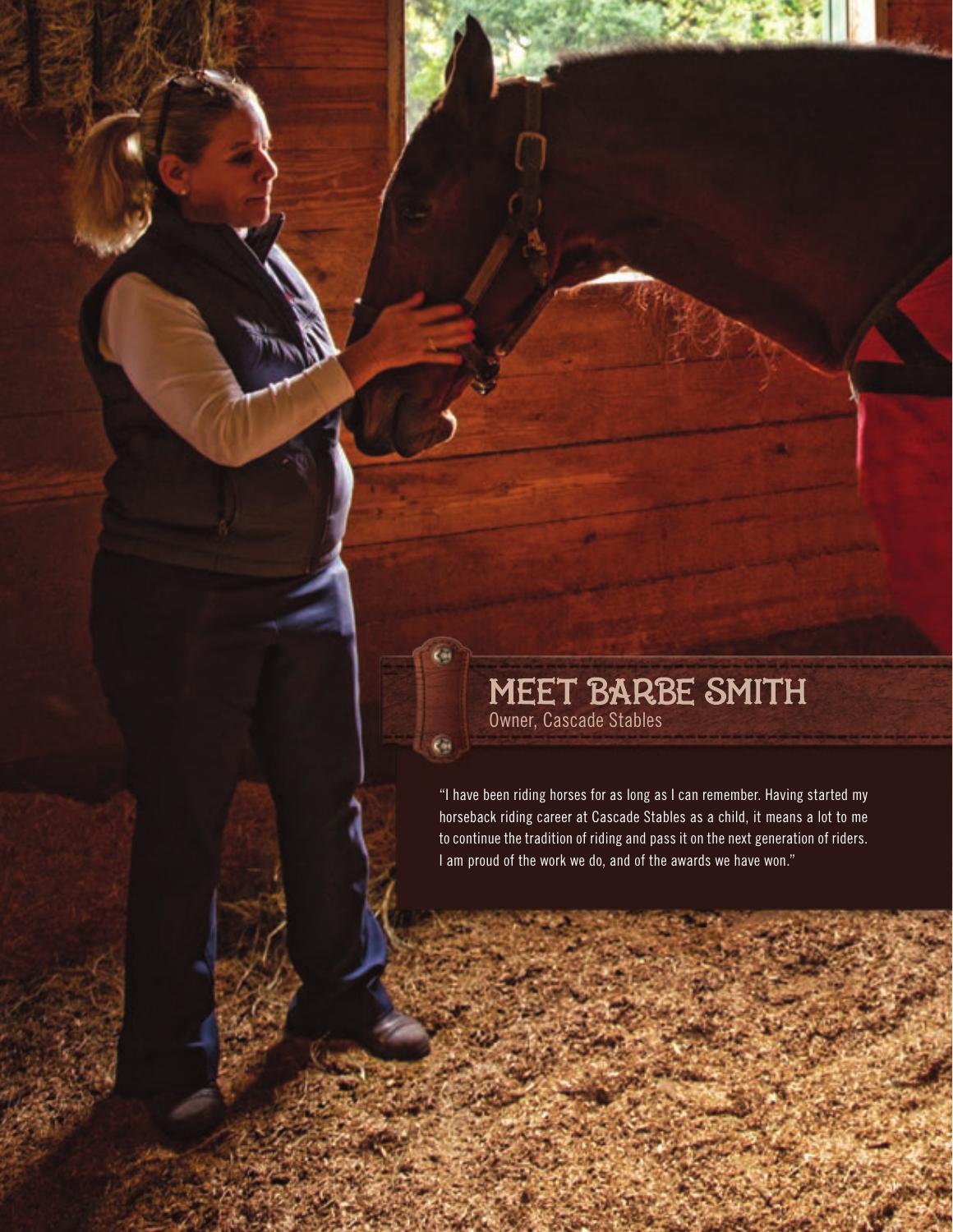## MEET BARBE SMITH

Owner, Cascade Stables

"I have been riding horses for as long as I can remember. Having started my horseback riding career at Cascade Stables as a child, it means a lot to me to continue the tradition of riding and pass it on the next generation of riders. I am proud of the work we do, and of the awards we have won."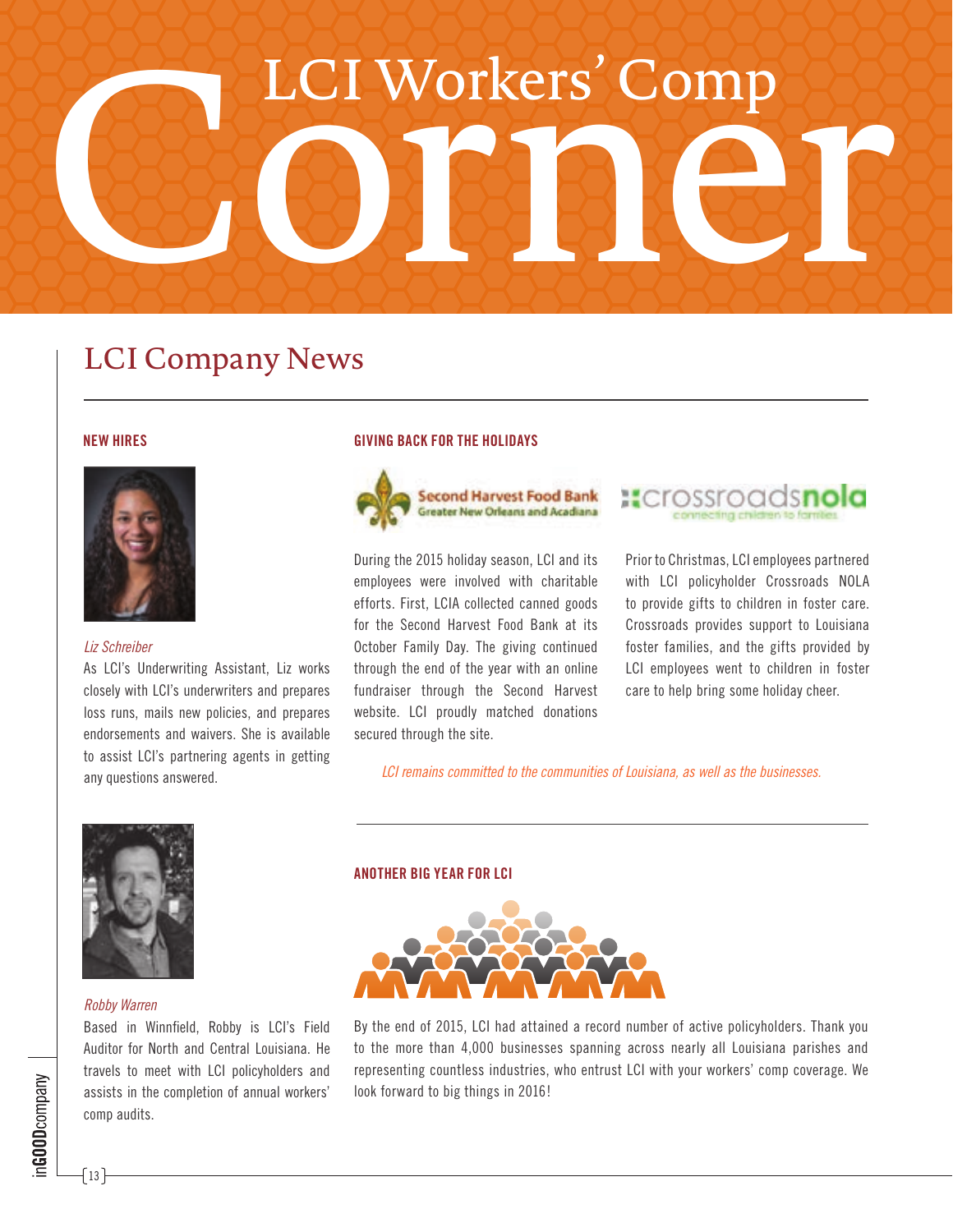# LCI Workers' Comp Corner

## LCI Company News

### NEW HIRES

*Liz Schreiber*

As LCI's Underwriting Assistant, Liz works closely with LCI's underwriters and prepares loss runs, mails new policies, and prepares endorsements and waivers. She is available to assist LCI's partnering agents in getting any questions answered.

*Robby Warren*

Based in Winnfield, Robby is LCI's Field Auditor for North and Central Louisiana. He travels to meet with LCI policyholders and assists in the completion of annual workers' comp audits.

### GIVING BACK FOR THE HOLIDAYS

Second Harvest Food Bank Greater New Orleans and Acadiana

crossroadsnola connecting children to families

During the 2015 holiday season, LCI and its employees were involved with charitable efforts. First, LCIA collected canned goods for the Second Harvest Food Bank at its October Family Day. The giving continued through the end of the year with an online fundraiser through the Second Harvest website. LCI proudly matched donations secured through the site.

Prior to Christmas, LCI employees partnered with LCI policyholder Crossroads NOLA to provide gifts to children in foster care. Crossroads provides support to Louisiana foster families, and the gifts provided by LCI employees went to children in foster care to help bring some holiday cheer.

*LCI remains committed to the communities of Louisiana, as well as the businesses.*

### ANOTHER BIG YEAR FOR LCI

By the end of 2015, LCI had attained a record number of active policyholders. Thank you to the more than 4,000 businesses spanning across nearly all Louisiana parishes and representing countless industries, who entrust LCI with your workers' comp coverage. We look forward to big things in 2016!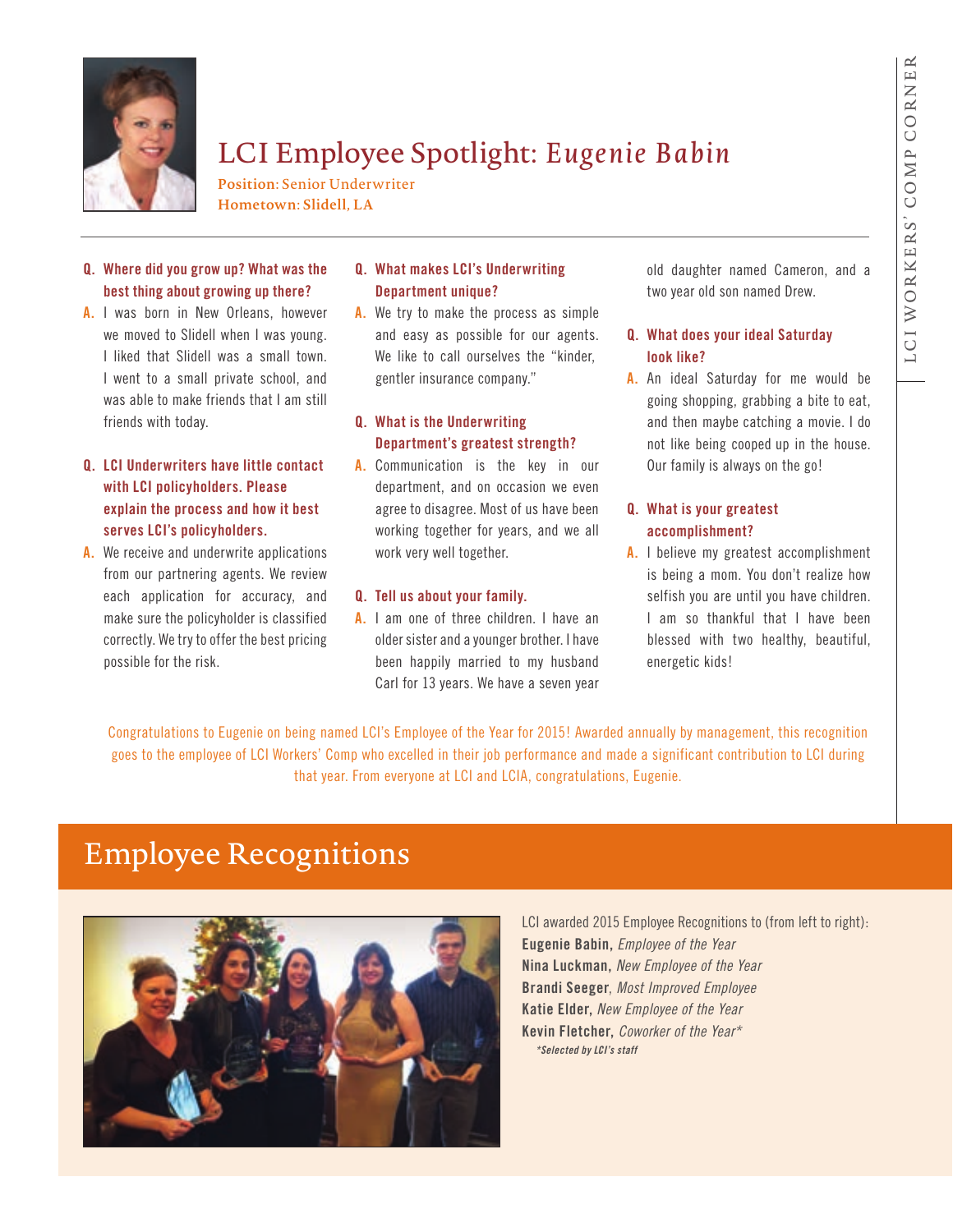# LCI Employee Spotlight: *Eugenie Babin*

**Position:** Senior Underwriter
**Hometown:** Slidell, LA

**Q. Where did you grow up? What was the best thing about growing up there?**

**A.** I was born in New Orleans, however we moved to Slidell when I was young. I liked that Slidell was a small town. I went to a small private school, and was able to make friends that I am still friends with today.

**Q. LCI Underwriters have little contact with LCI policyholders. Please explain the process and how it best serves LCI's policyholders.**

**A.** We receive and underwrite applications from our partnering agents. We review each application for accuracy, and make sure the policyholder is classified correctly. We try to offer the best pricing possible for the risk.

**Q. What makes LCI's Underwriting Department unique?**

**A.** We try to make the process as simple and easy as possible for our agents. We like to call ourselves the "kinder, gentler insurance company."

**Q. What is the Underwriting Department's greatest strength?**

**A.** Communication is the key in our department, and on occasion we even agree to disagree. Most of us have been working together for years, and we all work very well together.

**Q. Tell us about your family.**

**A.** I am one of three children. I have an older sister and a younger brother. I have been happily married to my husband Carl for 13 years. We have a seven year old daughter named Cameron, and a two year old son named Drew.

**Q. What does your ideal Saturday look like?**

**A.** An ideal Saturday for me would be going shopping, grabbing a bite to eat, and then maybe catching a movie. I do not like being cooped up in the house. Our family is always on the go!

**Q. What is your greatest accomplishment?**

**A.** I believe my greatest accomplishment is being a mom. You don't realize how selfish you are until you have children. I am so thankful that I have been blessed with two healthy, beautiful, energetic kids!

Congratulations to Eugenie on being named LCI's Employee of the Year for 2015! Awarded annually by management, this recognition goes to the employee of LCI Workers' Comp who excelled in their job performance and made a significant contribution to LCI during that year. From everyone at LCI and LCIA, congratulations, Eugenie.

## Employee Recognitions

LCI awarded 2015 Employee Recognitions to (from left to right):

**Eugenie Babin,** *Employee of the Year*
**Nina Luckman,** *New Employee of the Year*
**Brandi Seeger**, *Most Improved Employee*
**Katie Elder,** *New Employee of the Year*
**Kevin Fletcher,** *Coworker of the Year**

**Selected by LCI's staff*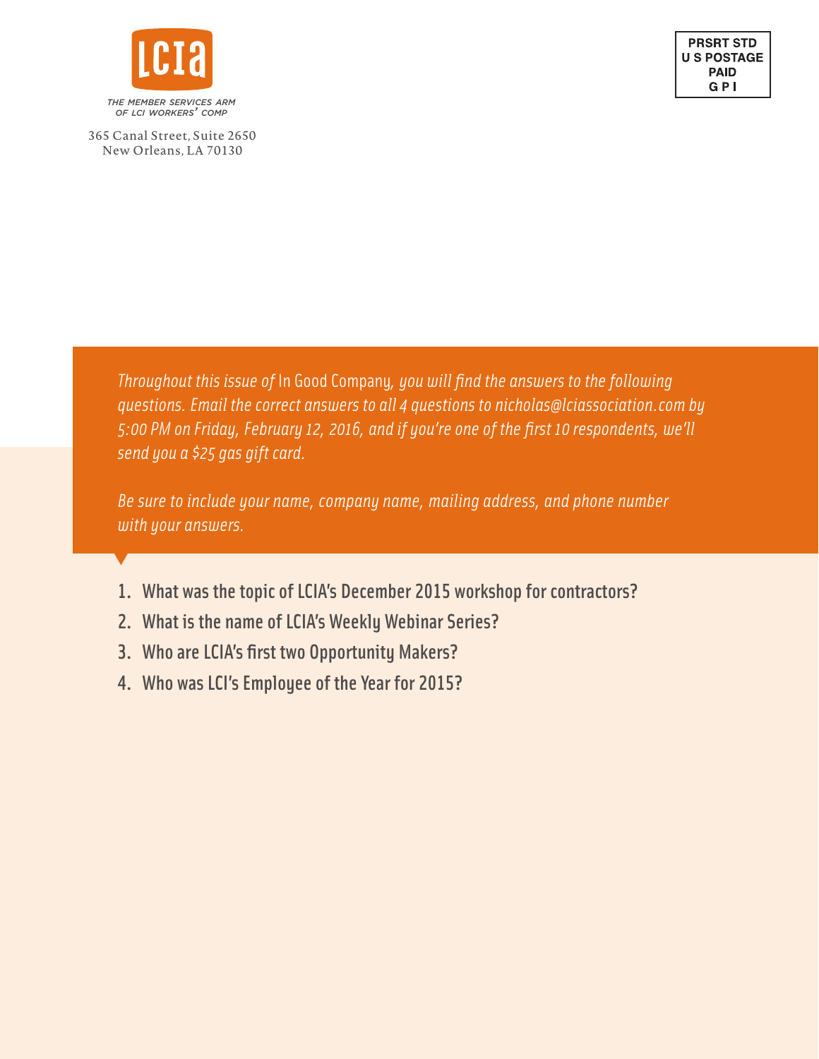LCIA

*THE MEMBER SERVICES ARM OF LCI WORKERS' COMP*

365 Canal Street, Suite 2650
New Orleans, LA 70130

PRSRT STD
U S POSTAGE
PAID
G P I

*Throughout this issue of* In Good Company*, you will find the answers to the following questions. Email the correct answers to all 4 questions to nicholas@lciassociation.com by 5:00 PM on Friday, February 12, 2016, and if you're one of the first 10 respondents, we'll send you a $25 gas gift card.*

*Be sure to include your name, company name, mailing address, and phone number with your answers.*

1. What was the topic of LCIA's December 2015 workshop for contractors?
2. What is the name of LCIA's Weekly Webinar Series?
3. Who are LCIA's first two Opportunity Makers?
4. Who was LCI's Employee of the Year for 2015?